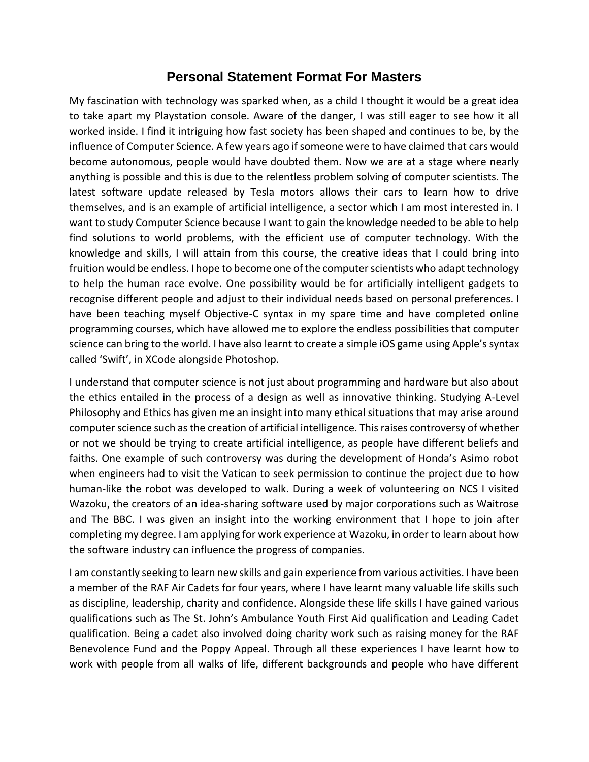# Personal Statement Format For Masters

My fascination with technology was sparked when, as a child I thought it would be a great idea to take apart my Playstation console. Aware of the danger, I was still eager to see how it all worked inside. I find it intriguing how fast society has been shaped and continues to be, by the influence of Computer Science. A few years ago if someone were to have claimed that cars would become autonomous, people would have doubted them. Now we are at a stage where nearly anything is possible and this is due to the relentless problem solving of computer scientists. The latest software update released by Tesla motors allows their cars to learn how to drive themselves, and is an example of artificial intelligence, a sector which I am most interested in. I want to study Computer Science because I want to gain the knowledge needed to be able to help find solutions to world problems, with the efficient use of computer technology. With the knowledge and skills, I will attain from this course, the creative ideas that I could bring into fruition would be endless. I hope to become one of the computer scientists who adapt technology to help the human race evolve. One possibility would be for artificially intelligent gadgets to recognise different people and adjust to their individual needs based on personal preferences. I have been teaching myself Objective-C syntax in my spare time and have completed online programming courses, which have allowed me to explore the endless possibilities that computer science can bring to the world. I have also learnt to create a simple iOS game using Apple's syntax called 'Swift', in XCode alongside Photoshop.

I understand that computer science is not just about programming and hardware but also about the ethics entailed in the process of a design as well as innovative thinking. Studying A-Level Philosophy and Ethics has given me an insight into many ethical situations that may arise around computer science such as the creation of artificial intelligence. This raises controversy of whether or not we should be trying to create artificial intelligence, as people have different beliefs and faiths. One example of such controversy was during the development of Honda's Asimo robot when engineers had to visit the Vatican to seek permission to continue the project due to how human-like the robot was developed to walk. During a week of volunteering on NCS I visited Wazoku, the creators of an idea-sharing software used by major corporations such as Waitrose and The BBC. I was given an insight into the working environment that I hope to join after completing my degree. I am applying for work experience at Wazoku, in order to learn about how the software industry can influence the progress of companies.

I am constantly seeking to learn new skills and gain experience from various activities. I have been a member of the RAF Air Cadets for four years, where I have learnt many valuable life skills such as discipline, leadership, charity and confidence. Alongside these life skills I have gained various qualifications such as The St. John's Ambulance Youth First Aid qualification and Leading Cadet qualification. Being a cadet also involved doing charity work such as raising money for the RAF Benevolence Fund and the Poppy Appeal. Through all these experiences I have learnt how to work with people from all walks of life, different backgrounds and people who have different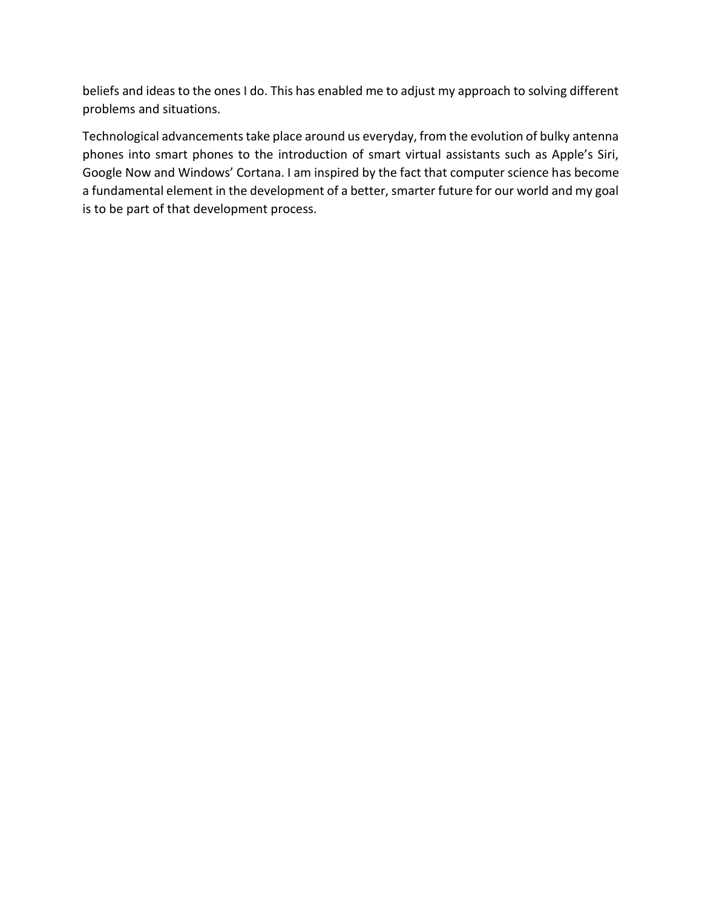beliefs and ideas to the ones I do. This has enabled me to adjust my approach to solving different problems and situations.

Technological advancements take place around us everyday, from the evolution of bulky antenna phones into smart phones to the introduction of smart virtual assistants such as Apple's Siri, Google Now and Windows' Cortana. I am inspired by the fact that computer science has become a fundamental element in the development of a better, smarter future for our world and my goal is to be part of that development process.